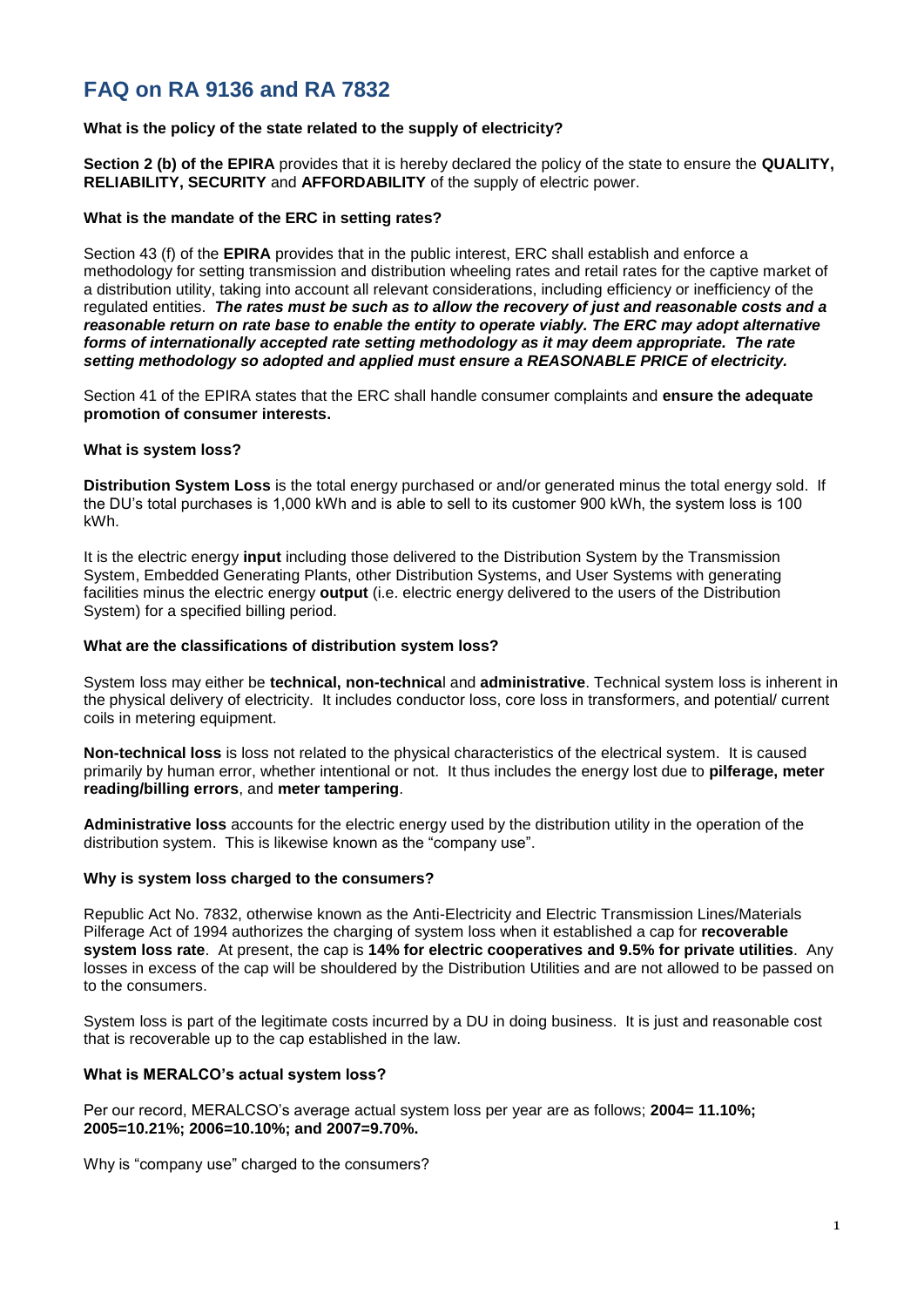# FAQ on RA 9136 and RA 7832

**What is the policy of the state related to the supply of electricity?**

**Section 2 (b) of the EPIRA** provides that it is hereby declared the policy of the state to ensure the **QUALITY, RELIABILITY, SECURITY** and **AFFORDABILITY** of the supply of electric power.

**What is the mandate of the ERC in setting rates?**

Section 43 (f) of the **EPIRA** provides that in the public interest, ERC shall establish and enforce a methodology for setting transmission and distribution wheeling rates and retail rates for the captive market of a distribution utility, taking into account all relevant considerations, including efficiency or inefficiency of the regulated entities. ***The rates must be such as to allow the recovery of just and reasonable costs and a reasonable return on rate base to enable the entity to operate viably. The ERC may adopt alternative forms of internationally accepted rate setting methodology as it may deem appropriate. The rate setting methodology so adopted and applied must ensure a REASONABLE PRICE of electricity.***

Section 41 of the EPIRA states that the ERC shall handle consumer complaints and **ensure the adequate promotion of consumer interests.**

**What is system loss?**

**Distribution System Loss** is the total energy purchased or and/or generated minus the total energy sold. If the DU's total purchases is 1,000 kWh and is able to sell to its customer 900 kWh, the system loss is 100 kWh.

It is the electric energy **input** including those delivered to the Distribution System by the Transmission System, Embedded Generating Plants, other Distribution Systems, and User Systems with generating facilities minus the electric energy **output** (i.e. electric energy delivered to the users of the Distribution System) for a specified billing period.

**What are the classifications of distribution system loss?**

System loss may either be **technical, non-technica**l and **administrative**. Technical system loss is inherent in the physical delivery of electricity. It includes conductor loss, core loss in transformers, and potential/ current coils in metering equipment.

**Non-technical loss** is loss not related to the physical characteristics of the electrical system. It is caused primarily by human error, whether intentional or not. It thus includes the energy lost due to **pilferage, meter reading/billing errors**, and **meter tampering**.

**Administrative loss** accounts for the electric energy used by the distribution utility in the operation of the distribution system. This is likewise known as the "company use".

**Why is system loss charged to the consumers?**

Republic Act No. 7832, otherwise known as the Anti-Electricity and Electric Transmission Lines/Materials Pilferage Act of 1994 authorizes the charging of system loss when it established a cap for **recoverable system loss rate**. At present, the cap is **14% for electric cooperatives and 9.5% for private utilities**. Any losses in excess of the cap will be shouldered by the Distribution Utilities and are not allowed to be passed on to the consumers.

System loss is part of the legitimate costs incurred by a DU in doing business. It is just and reasonable cost that is recoverable up to the cap established in the law.

**What is MERALCO's actual system loss?**

Per our record, MERALCSO's average actual system loss per year are as follows; **2004= 11.10%; 2005=10.21%; 2006=10.10%; and 2007=9.70%.**

Why is "company use" charged to the consumers?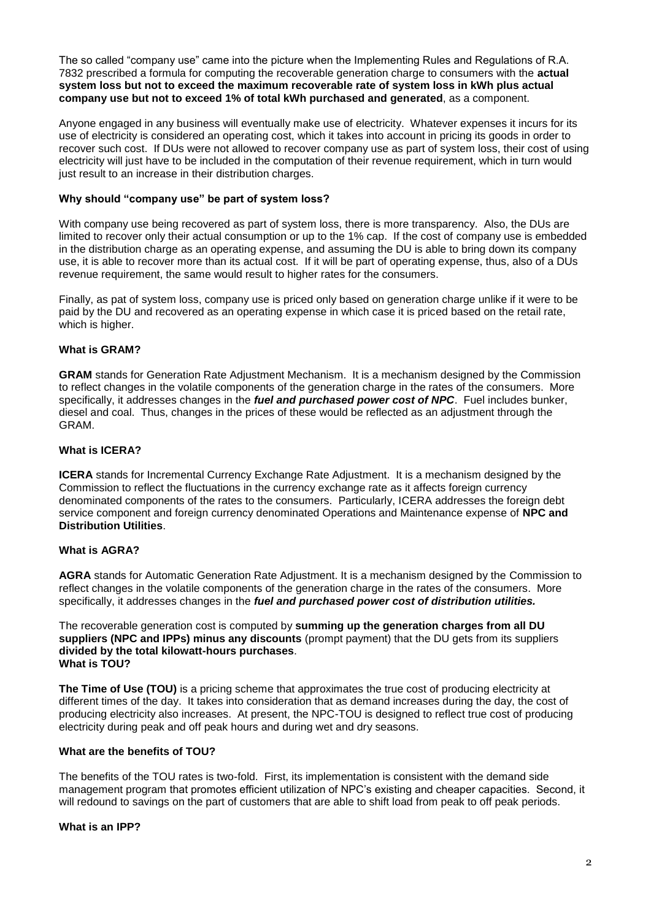The so called "company use" came into the picture when the Implementing Rules and Regulations of R.A. 7832 prescribed a formula for computing the recoverable generation charge to consumers with the **actual system loss but not to exceed the maximum recoverable rate of system loss in kWh plus actual company use but not to exceed 1% of total kWh purchased and generated**, as a component.

Anyone engaged in any business will eventually make use of electricity. Whatever expenses it incurs for its use of electricity is considered an operating cost, which it takes into account in pricing its goods in order to recover such cost. If DUs were not allowed to recover company use as part of system loss, their cost of using electricity will just have to be included in the computation of their revenue requirement, which in turn would just result to an increase in their distribution charges.

### Why should "company use" be part of system loss?

With company use being recovered as part of system loss, there is more transparency. Also, the DUs are limited to recover only their actual consumption or up to the 1% cap. If the cost of company use is embedded in the distribution charge as an operating expense, and assuming the DU is able to bring down its company use, it is able to recover more than its actual cost. If it will be part of operating expense, thus, also of a DUs revenue requirement, the same would result to higher rates for the consumers.

Finally, as pat of system loss, company use is priced only based on generation charge unlike if it were to be paid by the DU and recovered as an operating expense in which case it is priced based on the retail rate, which is higher.

### What is GRAM?

**GRAM** stands for Generation Rate Adjustment Mechanism. It is a mechanism designed by the Commission to reflect changes in the volatile components of the generation charge in the rates of the consumers. More specifically, it addresses changes in the ***fuel and purchased power cost of NPC***. Fuel includes bunker, diesel and coal. Thus, changes in the prices of these would be reflected as an adjustment through the GRAM.

### What is ICERA?

**ICERA** stands for Incremental Currency Exchange Rate Adjustment. It is a mechanism designed by the Commission to reflect the fluctuations in the currency exchange rate as it affects foreign currency denominated components of the rates to the consumers. Particularly, ICERA addresses the foreign debt service component and foreign currency denominated Operations and Maintenance expense of **NPC and Distribution Utilities**.

### What is AGRA?

**AGRA** stands for Automatic Generation Rate Adjustment. It is a mechanism designed by the Commission to reflect changes in the volatile components of the generation charge in the rates of the consumers. More specifically, it addresses changes in the ***fuel and purchased power cost of distribution utilities.***

The recoverable generation cost is computed by **summing up the generation charges from all DU suppliers (NPC and IPPs) minus any discounts** (prompt payment) that the DU gets from its suppliers **divided by the total kilowatt-hours purchases**.

### What is TOU?

**The Time of Use (TOU)** is a pricing scheme that approximates the true cost of producing electricity at different times of the day. It takes into consideration that as demand increases during the day, the cost of producing electricity also increases. At present, the NPC-TOU is designed to reflect true cost of producing electricity during peak and off peak hours and during wet and dry seasons.

### What are the benefits of TOU?

The benefits of the TOU rates is two-fold. First, its implementation is consistent with the demand side management program that promotes efficient utilization of NPC's existing and cheaper capacities. Second, it will redound to savings on the part of customers that are able to shift load from peak to off peak periods.

### What is an IPP?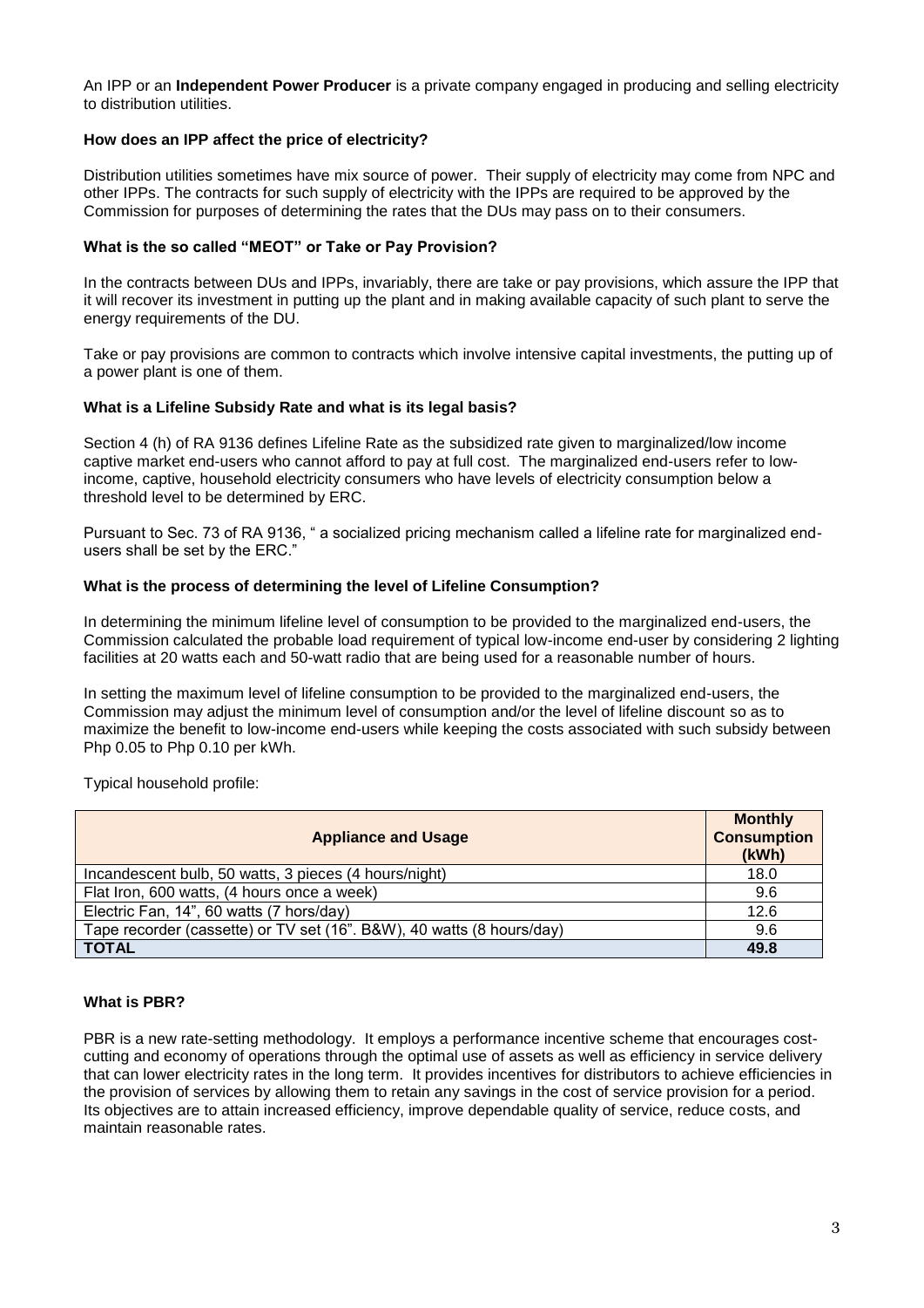An IPP or an **Independent Power Producer** is a private company engaged in producing and selling electricity to distribution utilities.

**How does an IPP affect the price of electricity?**

Distribution utilities sometimes have mix source of power. Their supply of electricity may come from NPC and other IPPs. The contracts for such supply of electricity with the IPPs are required to be approved by the Commission for purposes of determining the rates that the DUs may pass on to their consumers.

**What is the so called "MEOT" or Take or Pay Provision?**

In the contracts between DUs and IPPs, invariably, there are take or pay provisions, which assure the IPP that it will recover its investment in putting up the plant and in making available capacity of such plant to serve the energy requirements of the DU.

Take or pay provisions are common to contracts which involve intensive capital investments, the putting up of a power plant is one of them.

**What is a Lifeline Subsidy Rate and what is its legal basis?**

Section 4 (h) of RA 9136 defines Lifeline Rate as the subsidized rate given to marginalized/low income captive market end-users who cannot afford to pay at full cost. The marginalized end-users refer to low-income, captive, household electricity consumers who have levels of electricity consumption below a threshold level to be determined by ERC.

Pursuant to Sec. 73 of RA 9136, " a socialized pricing mechanism called a lifeline rate for marginalized end-users shall be set by the ERC."

**What is the process of determining the level of Lifeline Consumption?**

In determining the minimum lifeline level of consumption to be provided to the marginalized end-users, the Commission calculated the probable load requirement of typical low-income end-user by considering 2 lighting facilities at 20 watts each and 50-watt radio that are being used for a reasonable number of hours.

In setting the maximum level of lifeline consumption to be provided to the marginalized end-users, the Commission may adjust the minimum level of consumption and/or the level of lifeline discount so as to maximize the benefit to low-income end-users while keeping the costs associated with such subsidy between Php 0.05 to Php 0.10 per kWh.

Typical household profile:

| Appliance and Usage | Monthly Consumption (kWh) |
|---|---|
| Incandescent bulb, 50 watts, 3 pieces (4 hours/night) | 18.0 |
| Flat Iron, 600 watts, (4 hours once a week) | 9.6 |
| Electric Fan, 14", 60 watts (7 hors/day) | 12.6 |
| Tape recorder (cassette) or TV set (16". B&W), 40 watts (8 hours/day) | 9.6 |
| **TOTAL** | **49.8** |

**What is PBR?**

PBR is a new rate-setting methodology. It employs a performance incentive scheme that encourages cost-cutting and economy of operations through the optimal use of assets as well as efficiency in service delivery that can lower electricity rates in the long term. It provides incentives for distributors to achieve efficiencies in the provision of services by allowing them to retain any savings in the cost of service provision for a period. Its objectives are to attain increased efficiency, improve dependable quality of service, reduce costs, and maintain reasonable rates.